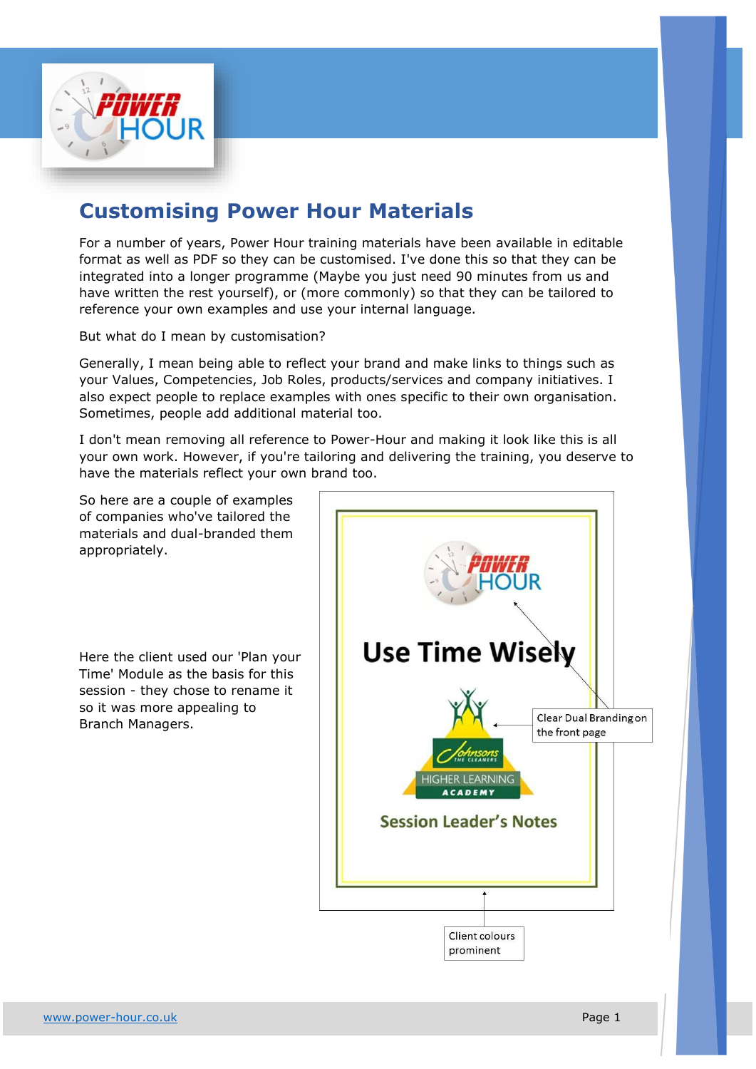## Customising Power Hour Materials

For a number of years, Power Hour training materials have been available in editable format as well as PDF so they can be customised. I've done this so that they can be integrated into a longer programme (Maybe you just need 90 minutes from us and have written the rest yourself), or (more commonly) so that they can be tailored to reference your own examples and use your internal language.

But what do I mean by customisation?

Generally, I mean being able to reflect your brand and make links to things such as your Values, Competencies, Job Roles, products/services and company initiatives. I also expect people to replace examples with ones specific to their own organisation. Sometimes, people add additional material too.

I don't mean removing all reference to Power-Hour and making it look like this is all your own work. However, if you're tailoring and delivering the training, you deserve to have the materials reflect your own brand too.

So here are a couple of examples of companies who've tailored the materials and dual-branded them appropriately.

Here the client used our 'Plan your Time' Module as the basis for this session - they chose to rename it so it was more appealing to Branch Managers.

Use Time Wisely

Session Leader's Notes

Clear Dual Branding on the front page

Client colours prominent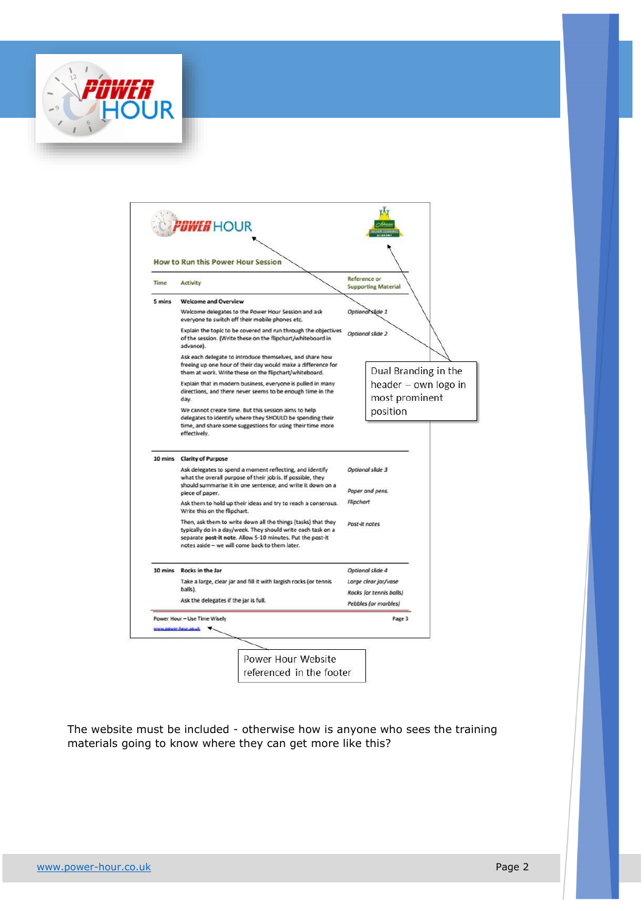## How to Run this Power Hour Session

| Time | Activity | Reference or Supporting Material |
|---|---|---|
| 5 mins | **Welcome and Overview** | |
| | Welcome delegates to the Power Hour Session and ask everyone to switch off their mobile phones etc. | *Optional slide 1* |
| | Explain the topic to be covered and run through the objectives of the session. (Write these on the flipchart/whiteboard in advance). | *Optional slide 2* |
| | Ask each delegate to introduce themselves, and share how freeing up one hour of their day would make a difference for them at work. Write these on the flipchart/whiteboard. | |
| | Explain that in modern business, everyone is pulled in many directions, and there never seems to be enough time in the day. | |
| | We cannot create time. But this session aims to help delegates to identify where they SHOULD be spending their time, and share some suggestions for using their time more effectively. | |
| 10 mins | **Clarity of Purpose** | |
| | Ask delegates to spend a moment reflecting, and identify what the overall purpose of their job is. If possible, they should summarise it in one sentence, and write it down on a piece of paper. | *Optional slide 3* <br> *Paper and pens* |
| | Ask them to hold up their ideas and try to reach a consensus. Write this on the flipchart. | *Flipchart* |
| | Then, ask them to write down all the things (tasks) that they typically do in a day/week. They should write each task on a separate **post-it note**. Allow 5-10 minutes. Put the post-it notes aside – we will come back to them later. | *Post-it notes* |
| 10 mins | **Rocks in the Jar** | *Optional slide 4* |
| | Take a large, clear jar and fill it with largish rocks (or tennis balls). | *Large clear jar/vase* <br> *Rocks (or tennis balls)* |
| | Ask the delegates if the jar is full. | *Pebbles (or marbles)* |

Power Hour – Use Time Wisely
www.power-hour.co.uk

Dual Branding in the header – own logo in most prominent position

Power Hour Website referenced in the footer

The website must be included - otherwise how is anyone who sees the training materials going to know where they can get more like this?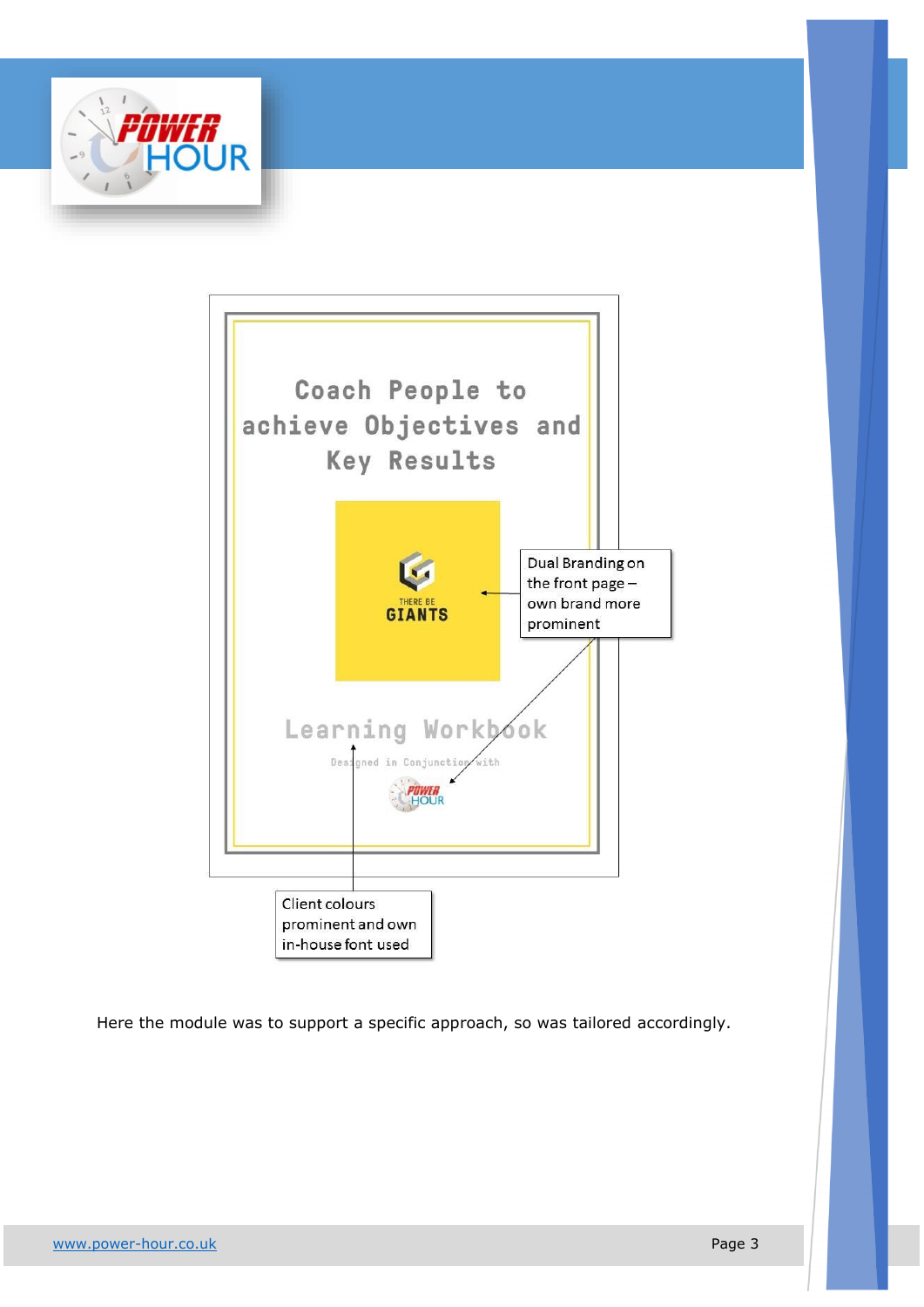Coach People to achieve Objectives and Key Results

THERE BE GIANTS

Dual Branding on the front page – own brand more prominent

Learning Workbook

Designed in Conjunction with

Client colours prominent and own in-house font used

Here the module was to support a specific approach, so was tailored accordingly.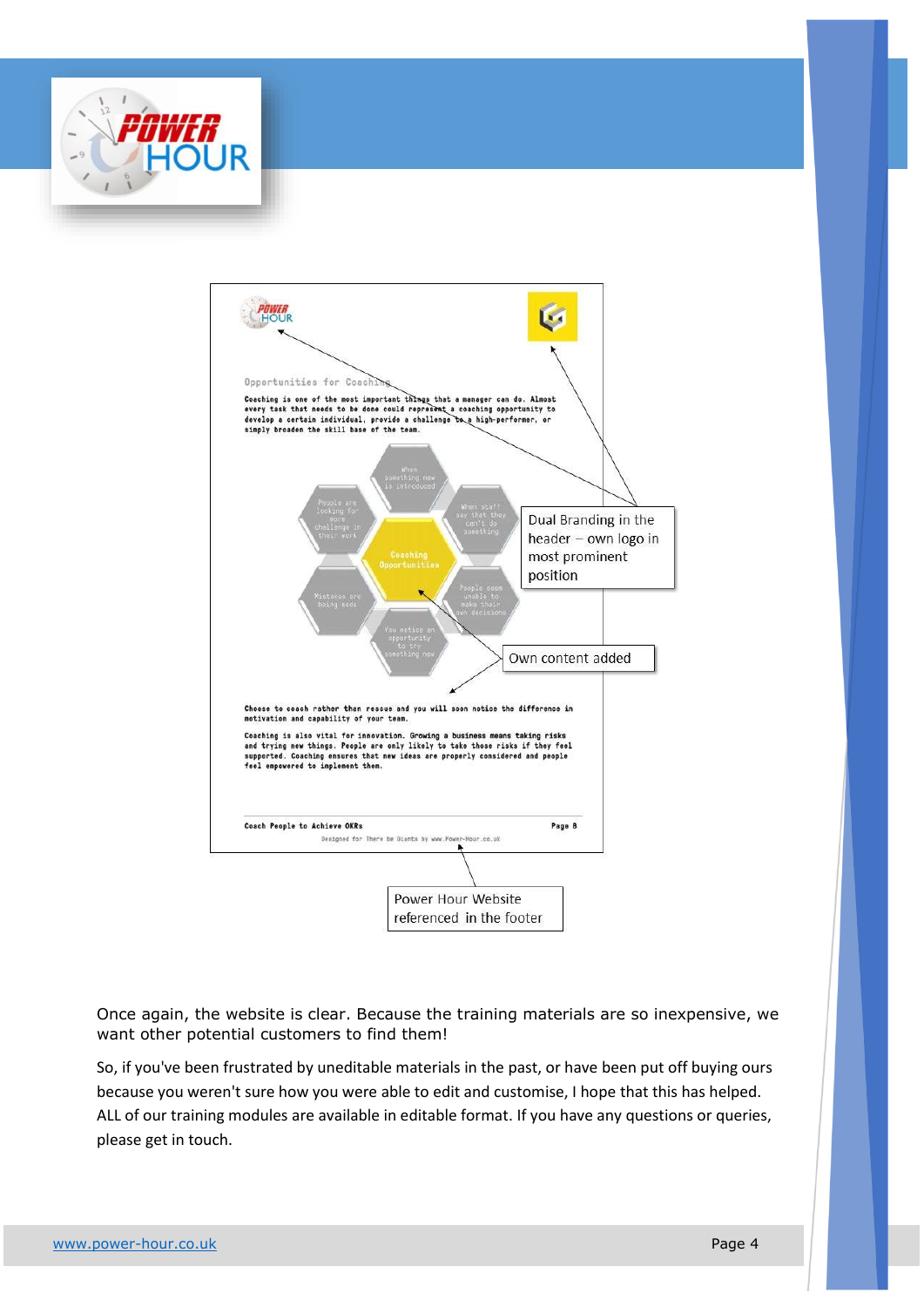Opportunities for Coaching

Coaching is one of the most important things that a manager can do. Almost every task that needs to be done could represent a coaching opportunity to develop a certain individual, provide a challenge to a high-performer, or simply broaden the skill base of the team.

Dual Branding in the header – own logo in most prominent position

Own content added

Choose to coach rather than rescue and you will soon notice the difference in motivation and capability of your team.

Coaching is also vital for innovation. Growing a business means taking risks and trying new things. People are only likely to take those risks if they feel supported. Coaching ensures that new ideas are properly considered and people feel empowered to implement them.

Coach People to Achieve OKRs — Page 8

Designed for There be Giants by www.Power-Hour.co.uk

Power Hour Website referenced in the footer

Once again, the website is clear. Because the training materials are so inexpensive, we want other potential customers to find them!

So, if you've been frustrated by uneditable materials in the past, or have been put off buying ours because you weren't sure how you were able to edit and customise, I hope that this has helped. ALL of our training modules are available in editable format. If you have any questions or queries, please get in touch.